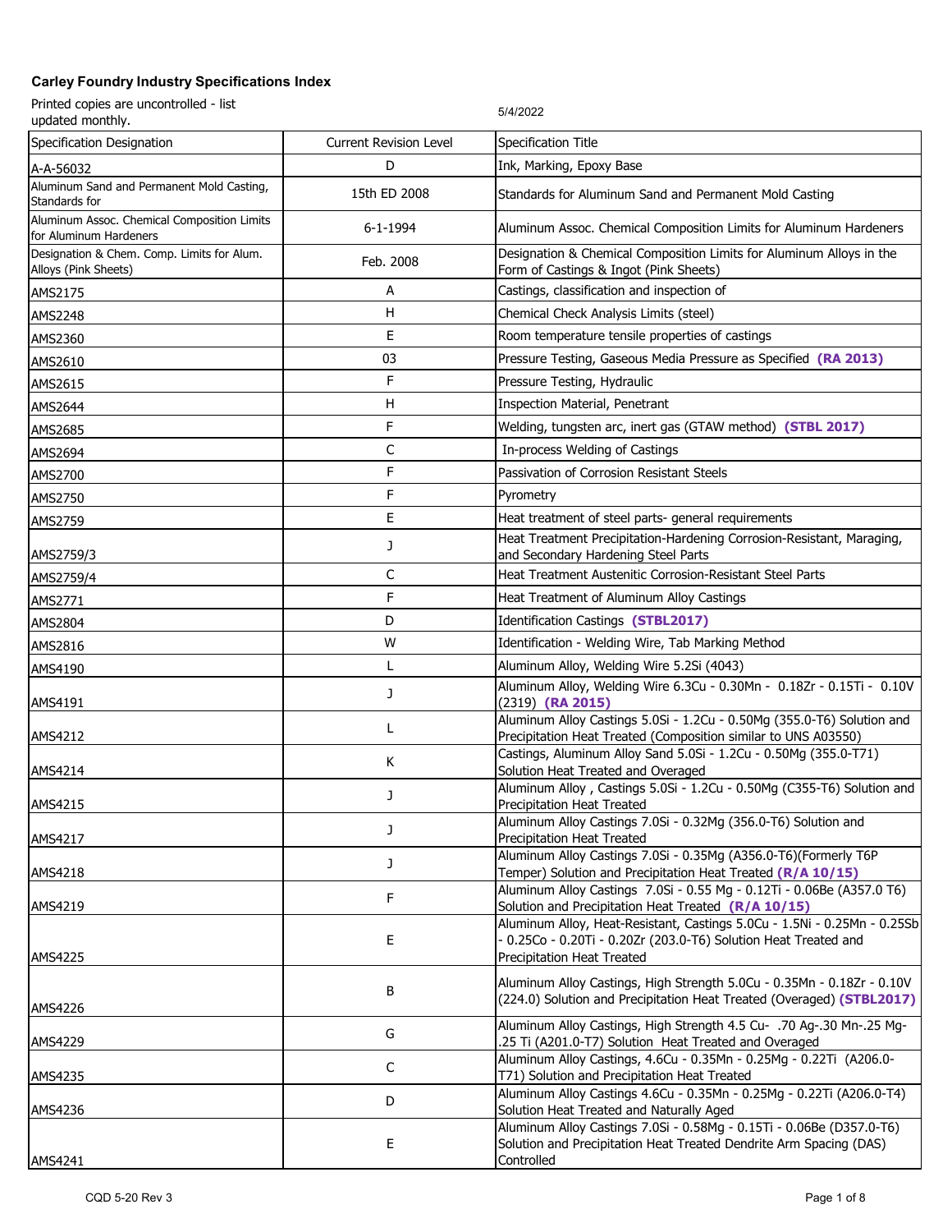## Carley Foundry Industry Specifications Index

Printed copies are uncontrolled - list updated monthly.

5/4/2022

| Specification Designation | Current Revision Level | Specification Title |
|---|---|---|
| A-A-56032 | D | Ink, Marking, Epoxy Base |
| Aluminum Sand and Permanent Mold Casting, Standards for | 15th ED 2008 | Standards for Aluminum Sand and Permanent Mold Casting |
| Aluminum Assoc. Chemical Composition Limits for Aluminum Hardeners | 6-1-1994 | Aluminum Assoc. Chemical Composition Limits for Aluminum Hardeners |
| Designation & Chem. Comp. Limits for Alum. Alloys (Pink Sheets) | Feb. 2008 | Designation & Chemical Composition Limits for Aluminum Alloys in the Form of Castings & Ingot (Pink Sheets) |
| AMS2175 | A | Castings, classification and inspection of |
| AMS2248 | H | Chemical Check Analysis Limits (steel) |
| AMS2360 | E | Room temperature tensile properties of castings |
| AMS2610 | 03 | Pressure Testing, Gaseous Media Pressure as Specified **(RA 2013)** |
| AMS2615 | F | Pressure Testing, Hydraulic |
| AMS2644 | H | Inspection Material, Penetrant |
| AMS2685 | F | Welding, tungsten arc, inert gas (GTAW method) **(STBL 2017)** |
| AMS2694 | C | In-process Welding of Castings |
| AMS2700 | F | Passivation of Corrosion Resistant Steels |
| AMS2750 | F | Pyrometry |
| AMS2759 | E | Heat treatment of steel parts- general requirements |
| AMS2759/3 | J | Heat Treatment Precipitation-Hardening Corrosion-Resistant, Maraging, and Secondary Hardening Steel Parts |
| AMS2759/4 | C | Heat Treatment Austenitic Corrosion-Resistant Steel Parts |
| AMS2771 | F | Heat Treatment of Aluminum Alloy Castings |
| AMS2804 | D | Identification Castings **(STBL2017)** |
| AMS2816 | W | Identification - Welding Wire, Tab Marking Method |
| AMS4190 | L | Aluminum Alloy, Welding Wire 5.2Si (4043) |
| AMS4191 | J | Aluminum Alloy, Welding Wire 6.3Cu - 0.30Mn - 0.18Zr - 0.15Ti - 0.10V (2319) **(RA 2015)** |
| AMS4212 | L | Aluminum Alloy Castings 5.0Si - 1.2Cu - 0.50Mg (355.0-T6) Solution and Precipitation Heat Treated (Composition similar to UNS A03550) |
| AMS4214 | K | Castings, Aluminum Alloy Sand 5.0Si - 1.2Cu - 0.50Mg (355.0-T71) Solution Heat Treated and Overaged |
| AMS4215 | J | Aluminum Alloy , Castings 5.0Si - 1.2Cu - 0.50Mg (C355-T6) Solution and Precipitation Heat Treated |
| AMS4217 | J | Aluminum Alloy Castings 7.0Si - 0.32Mg (356.0-T6) Solution and Precipitation Heat Treated |
| AMS4218 | J | Aluminum Alloy Castings 7.0Si - 0.35Mg (A356.0-T6)(Formerly T6P Temper) Solution and Precipitation Heat Treated **(R/A 10/15)** |
| AMS4219 | F | Aluminum Alloy Castings 7.0Si - 0.55 Mg - 0.12Ti - 0.06Be (A357.0 T6) Solution and Precipitation Heat Treated **(R/A 10/15)** |
| AMS4225 | E | Aluminum Alloy, Heat-Resistant, Castings 5.0Cu - 1.5Ni - 0.25Mn - 0.25Sb - 0.25Co - 0.20Ti - 0.20Zr (203.0-T6) Solution Heat Treated and Precipitation Heat Treated |
| AMS4226 | B | Aluminum Alloy Castings, High Strength 5.0Cu - 0.35Mn - 0.18Zr - 0.10V (224.0) Solution and Precipitation Heat Treated (Overaged) **(STBL2017)** |
| AMS4229 | G | Aluminum Alloy Castings, High Strength 4.5 Cu- .70 Ag-.30 Mn-.25 Mg-.25 Ti (A201.0-T7) Solution Heat Treated and Overaged |
| AMS4235 | C | Aluminum Alloy Castings, 4.6Cu - 0.35Mn - 0.25Mg - 0.22Ti (A206.0-T71) Solution and Precipitation Heat Treated |
| AMS4236 | D | Aluminum Alloy Castings 4.6Cu - 0.35Mn - 0.25Mg - 0.22Ti (A206.0-T4) Solution Heat Treated and Naturally Aged |
| AMS4241 | E | Aluminum Alloy Castings 7.0Si - 0.58Mg - 0.15Ti - 0.06Be (D357.0-T6) Solution and Precipitation Heat Treated Dendrite Arm Spacing (DAS) Controlled |

CQD 5-20 Rev 3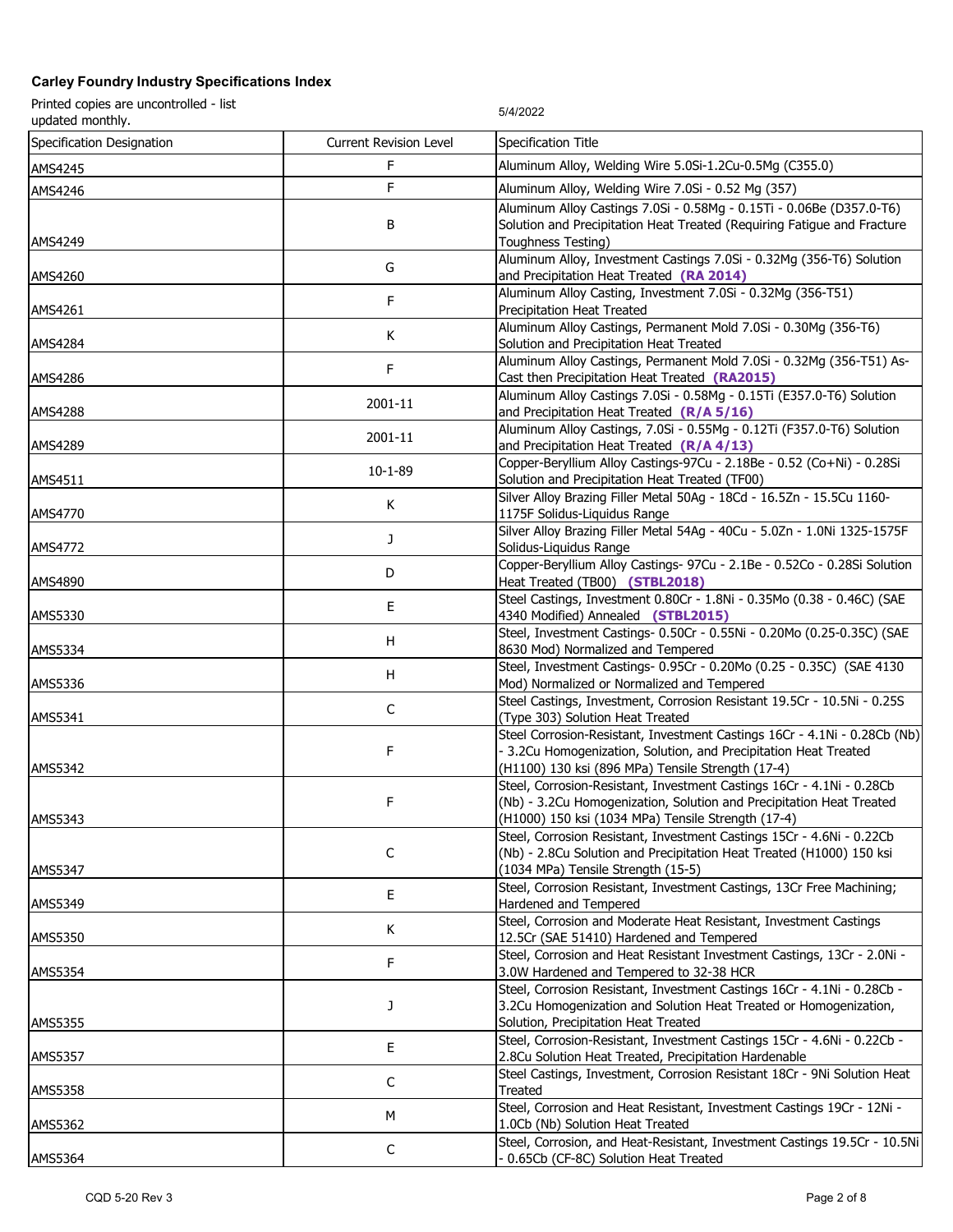**Carley Foundry Industry Specifications Index**

Printed copies are uncontrolled - list updated monthly.

5/4/2022

| Specification Designation | Current Revision Level | Specification Title |
|---|---|---|
| AMS4245 | F | Aluminum Alloy, Welding Wire 5.0Si-1.2Cu-0.5Mg (C355.0) |
| AMS4246 | F | Aluminum Alloy, Welding Wire 7.0Si - 0.52 Mg (357) |
| AMS4249 | B | Aluminum Alloy Castings 7.0Si - 0.58Mg - 0.15Ti - 0.06Be (D357.0-T6) Solution and Precipitation Heat Treated (Requiring Fatigue and Fracture Toughness Testing) |
| AMS4260 | G | Aluminum Alloy, Investment Castings 7.0Si - 0.32Mg (356-T6) Solution and Precipitation Heat Treated **(RA 2014)** |
| AMS4261 | F | Aluminum Alloy Casting, Investment 7.0Si - 0.32Mg (356-T51) Precipitation Heat Treated |
| AMS4284 | K | Aluminum Alloy Castings, Permanent Mold 7.0Si - 0.30Mg (356-T6) Solution and Precipitation Heat Treated |
| AMS4286 | F | Aluminum Alloy Castings, Permanent Mold 7.0Si - 0.32Mg (356-T51) As-Cast then Precipitation Heat Treated **(RA2015)** |
| AMS4288 | 2001-11 | Aluminum Alloy Castings 7.0Si - 0.58Mg - 0.15Ti (E357.0-T6) Solution and Precipitation Heat Treated **(R/A 5/16)** |
| AMS4289 | 2001-11 | Aluminum Alloy Castings, 7.0Si - 0.55Mg - 0.12Ti (F357.0-T6) Solution and Precipitation Heat Treated **(R/A 4/13)** |
| AMS4511 | 10-1-89 | Copper-Beryllium Alloy Castings-97Cu - 2.18Be - 0.52 (Co+Ni) - 0.28Si Solution and Precipitation Heat Treated (TF00) |
| AMS4770 | K | Silver Alloy Brazing Filler Metal 50Ag - 18Cd - 16.5Zn - 15.5Cu 1160-1175F Solidus-Liquidus Range |
| AMS4772 | J | Silver Alloy Brazing Filler Metal 54Ag - 40Cu - 5.0Zn - 1.0Ni 1325-1575F Solidus-Liquidus Range |
| AMS4890 | D | Copper-Beryllium Alloy Castings- 97Cu - 2.1Be - 0.52Co - 0.28Si Solution Heat Treated (TB00) **(STBL2018)** |
| AMS5330 | E | Steel Castings, Investment 0.80Cr - 1.8Ni - 0.35Mo (0.38 - 0.46C) (SAE 4340 Modified) Annealed **(STBL2015)** |
| AMS5334 | H | Steel, Investment Castings- 0.50Cr - 0.55Ni - 0.20Mo (0.25-0.35C) (SAE 8630 Mod) Normalized and Tempered |
| AMS5336 | H | Steel, Investment Castings- 0.95Cr - 0.20Mo (0.25 - 0.35C) (SAE 4130 Mod) Normalized or Normalized and Tempered |
| AMS5341 | C | Steel Castings, Investment, Corrosion Resistant 19.5Cr - 10.5Ni - 0.25S (Type 303) Solution Heat Treated |
| AMS5342 | F | Steel Corrosion-Resistant, Investment Castings 16Cr - 4.1Ni - 0.28Cb (Nb) - 3.2Cu Homogenization, Solution, and Precipitation Heat Treated (H1100) 130 ksi (896 MPa) Tensile Strength (17-4) |
| AMS5343 | F | Steel, Corrosion-Resistant, Investment Castings 16Cr - 4.1Ni - 0.28Cb (Nb) - 3.2Cu Homogenization, Solution and Precipitation Heat Treated (H1000) 150 ksi (1034 MPa) Tensile Strength (17-4) |
| AMS5347 | C | Steel, Corrosion Resistant, Investment Castings 15Cr - 4.6Ni - 0.22Cb (Nb) - 2.8Cu Solution and Precipitation Heat Treated (H1000) 150 ksi (1034 MPa) Tensile Strength (15-5) |
| AMS5349 | E | Steel, Corrosion Resistant, Investment Castings, 13Cr Free Machining; Hardened and Tempered |
| AMS5350 | K | Steel, Corrosion and Moderate Heat Resistant, Investment Castings 12.5Cr (SAE 51410) Hardened and Tempered |
| AMS5354 | F | Steel, Corrosion and Heat Resistant Investment Castings, 13Cr - 2.0Ni - 3.0W Hardened and Tempered to 32-38 HCR |
| AMS5355 | J | Steel, Corrosion Resistant, Investment Castings 16Cr - 4.1Ni - 0.28Cb - 3.2Cu Homogenization and Solution Heat Treated or Homogenization, Solution, Precipitation Heat Treated |
| AMS5357 | E | Steel, Corrosion-Resistant, Investment Castings 15Cr - 4.6Ni - 0.22Cb - 2.8Cu Solution Heat Treated, Precipitation Hardenable |
| AMS5358 | C | Steel Castings, Investment, Corrosion Resistant 18Cr - 9Ni Solution Heat Treated |
| AMS5362 | M | Steel, Corrosion and Heat Resistant, Investment Castings 19Cr - 12Ni - 1.0Cb (Nb) Solution Heat Treated |
| AMS5364 | C | Steel, Corrosion, and Heat-Resistant, Investment Castings 19.5Cr - 10.5Ni - 0.65Cb (CF-8C) Solution Heat Treated |

CQD 5-20 Rev 3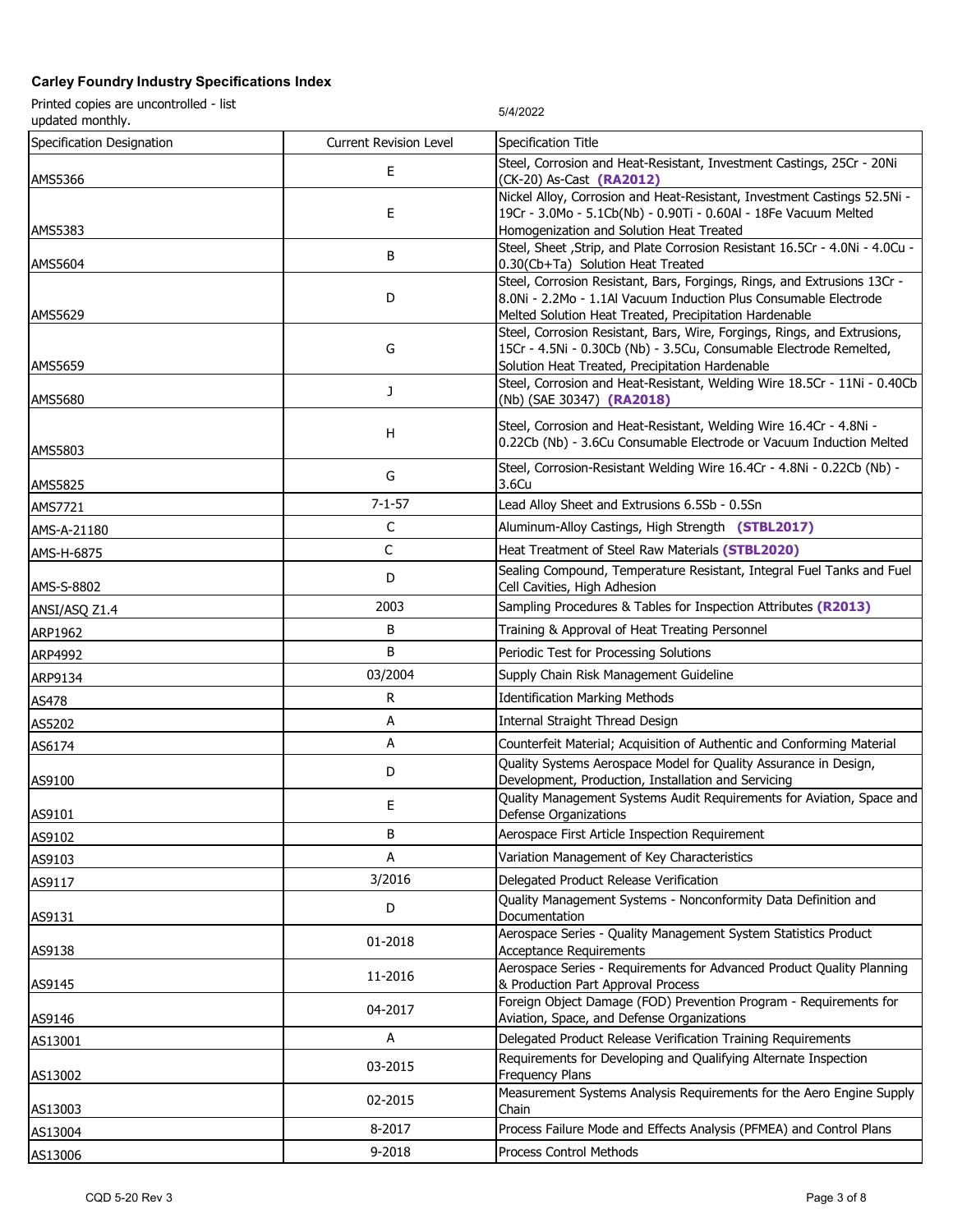**Carley Foundry Industry Specifications Index**

Printed copies are uncontrolled - list updated monthly.

5/4/2022

| Specification Designation | Current Revision Level | Specification Title |
|---|---|---|
| AMS5366 | E | Steel, Corrosion and Heat-Resistant, Investment Castings, 25Cr - 20Ni (CK-20) As-Cast **(RA2012)** |
| AMS5383 | E | Nickel Alloy, Corrosion and Heat-Resistant, Investment Castings 52.5Ni - 19Cr - 3.0Mo - 5.1Cb(Nb) - 0.90Ti - 0.60Al - 18Fe Vacuum Melted Homogenization and Solution Heat Treated |
| AMS5604 | B | Steel, Sheet ,Strip, and Plate Corrosion Resistant 16.5Cr - 4.0Ni - 4.0Cu - 0.30(Cb+Ta) Solution Heat Treated |
| AMS5629 | D | Steel, Corrosion Resistant, Bars, Forgings, Rings, and Extrusions 13Cr - 8.0Ni - 2.2Mo - 1.1Al Vacuum Induction Plus Consumable Electrode Melted Solution Heat Treated, Precipitation Hardenable |
| AMS5659 | G | Steel, Corrosion Resistant, Bars, Wire, Forgings, Rings, and Extrusions, 15Cr - 4.5Ni - 0.30Cb (Nb) - 3.5Cu, Consumable Electrode Remelted, Solution Heat Treated, Precipitation Hardenable |
| AMS5680 | J | Steel, Corrosion and Heat-Resistant, Welding Wire 18.5Cr - 11Ni - 0.40Cb (Nb) (SAE 30347) **(RA2018)** |
| AMS5803 | H | Steel, Corrosion and Heat-Resistant, Welding Wire 16.4Cr - 4.8Ni - 0.22Cb (Nb) - 3.6Cu Consumable Electrode or Vacuum Induction Melted |
| AMS5825 | G | Steel, Corrosion-Resistant Welding Wire 16.4Cr - 4.8Ni - 0.22Cb (Nb) - 3.6Cu |
| AMS7721 | 7-1-57 | Lead Alloy Sheet and Extrusions 6.5Sb - 0.5Sn |
| AMS-A-21180 | C | Aluminum-Alloy Castings, High Strength **(STBL2017)** |
| AMS-H-6875 | C | Heat Treatment of Steel Raw Materials **(STBL2020)** |
| AMS-S-8802 | D | Sealing Compound, Temperature Resistant, Integral Fuel Tanks and Fuel Cell Cavities, High Adhesion |
| ANSI/ASQ Z1.4 | 2003 | Sampling Procedures & Tables for Inspection Attributes **(R2013)** |
| ARP1962 | B | Training & Approval of Heat Treating Personnel |
| ARP4992 | B | Periodic Test for Processing Solutions |
| ARP9134 | 03/2004 | Supply Chain Risk Management Guideline |
| AS478 | R | Identification Marking Methods |
| AS5202 | A | Internal Straight Thread Design |
| AS6174 | A | Counterfeit Material; Acquisition of Authentic and Conforming Material |
| AS9100 | D | Quality Systems Aerospace Model for Quality Assurance in Design, Development, Production, Installation and Servicing |
| AS9101 | E | Quality Management Systems Audit Requirements for Aviation, Space and Defense Organizations |
| AS9102 | B | Aerospace First Article Inspection Requirement |
| AS9103 | A | Variation Management of Key Characteristics |
| AS9117 | 3/2016 | Delegated Product Release Verification |
| AS9131 | D | Quality Management Systems - Nonconformity Data Definition and Documentation |
| AS9138 | 01-2018 | Aerospace Series - Quality Management System Statistics Product Acceptance Requirements |
| AS9145 | 11-2016 | Aerospace Series - Requirements for Advanced Product Quality Planning & Production Part Approval Process |
| AS9146 | 04-2017 | Foreign Object Damage (FOD) Prevention Program - Requirements for Aviation, Space, and Defense Organizations |
| AS13001 | A | Delegated Product Release Verification Training Requirements |
| AS13002 | 03-2015 | Requirements for Developing and Qualifying Alternate Inspection Frequency Plans |
| AS13003 | 02-2015 | Measurement Systems Analysis Requirements for the Aero Engine Supply Chain |
| AS13004 | 8-2017 | Process Failure Mode and Effects Analysis (PFMEA) and Control Plans |
| AS13006 | 9-2018 | Process Control Methods |

CQD 5-20 Rev 3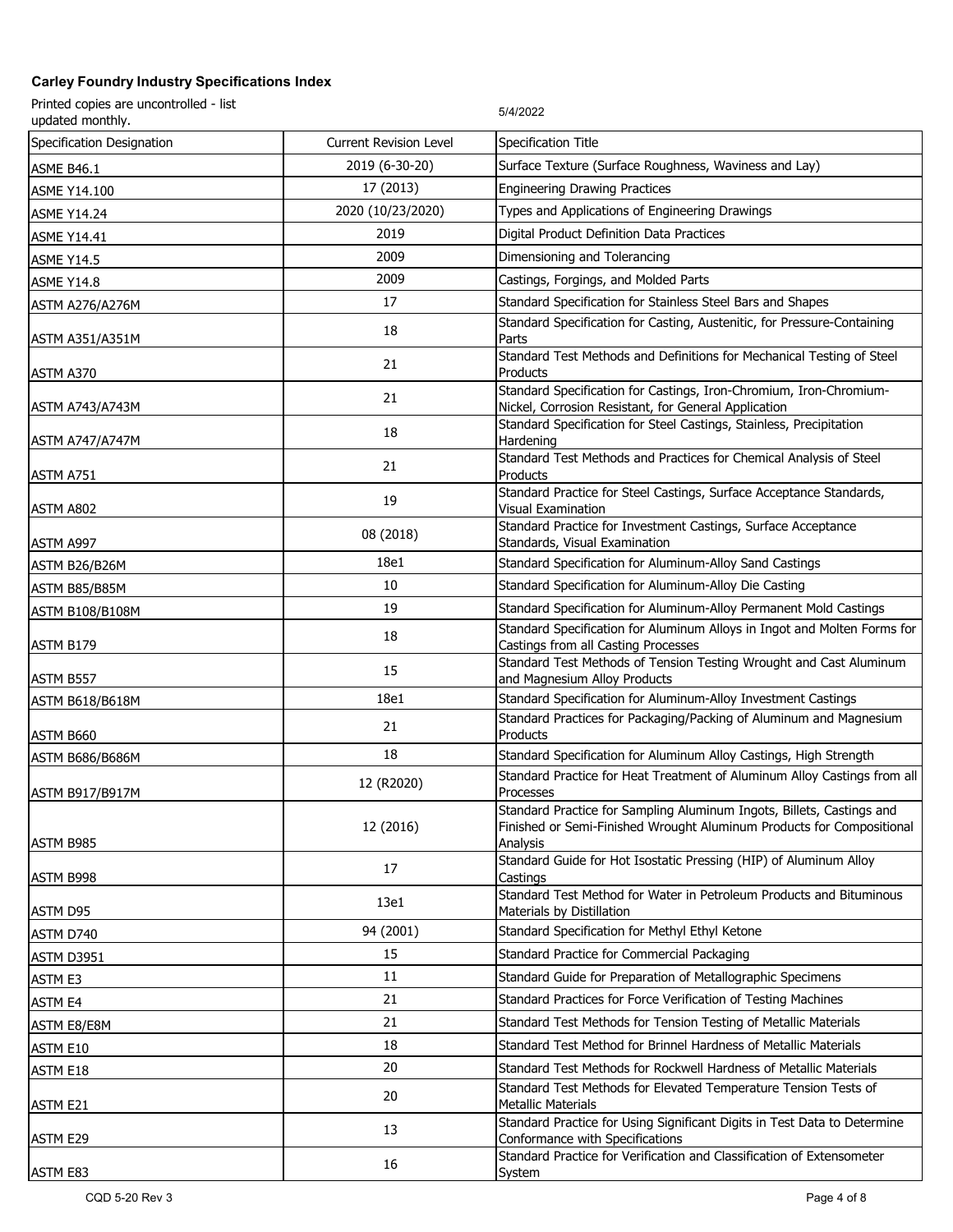**Carley Foundry Industry Specifications Index**

Printed copies are uncontrolled - list updated monthly.

5/4/2022

| Specification Designation | Current Revision Level | Specification Title |
|---|---|---|
| ASME B46.1 | 2019 (6-30-20) | Surface Texture (Surface Roughness, Waviness and Lay) |
| ASME Y14.100 | 17 (2013) | Engineering Drawing Practices |
| ASME Y14.24 | 2020 (10/23/2020) | Types and Applications of Engineering Drawings |
| ASME Y14.41 | 2019 | Digital Product Definition Data Practices |
| ASME Y14.5 | 2009 | Dimensioning and Tolerancing |
| ASME Y14.8 | 2009 | Castings, Forgings, and Molded Parts |
| ASTM A276/A276M | 17 | Standard Specification for Stainless Steel Bars and Shapes |
| ASTM A351/A351M | 18 | Standard Specification for Casting, Austenitic, for Pressure-Containing Parts |
| ASTM A370 | 21 | Standard Test Methods and Definitions for Mechanical Testing of Steel Products |
| ASTM A743/A743M | 21 | Standard Specification for Castings, Iron-Chromium, Iron-Chromium-Nickel, Corrosion Resistant, for General Application |
| ASTM A747/A747M | 18 | Standard Specification for Steel Castings, Stainless, Precipitation Hardening |
| ASTM A751 | 21 | Standard Test Methods and Practices for Chemical Analysis of Steel Products |
| ASTM A802 | 19 | Standard Practice for Steel Castings, Surface Acceptance Standards, Visual Examination |
| ASTM A997 | 08 (2018) | Standard Practice for Investment Castings, Surface Acceptance Standards, Visual Examination |
| ASTM B26/B26M | 18e1 | Standard Specification for Aluminum-Alloy Sand Castings |
| ASTM B85/B85M | 10 | Standard Specification for Aluminum-Alloy Die Casting |
| ASTM B108/B108M | 19 | Standard Specification for Aluminum-Alloy Permanent Mold Castings |
| ASTM B179 | 18 | Standard Specification for Aluminum Alloys in Ingot and Molten Forms for Castings from all Casting Processes |
| ASTM B557 | 15 | Standard Test Methods of Tension Testing Wrought and Cast Aluminum and Magnesium Alloy Products |
| ASTM B618/B618M | 18e1 | Standard Specification for Aluminum-Alloy Investment Castings |
| ASTM B660 | 21 | Standard Practices for Packaging/Packing of Aluminum and Magnesium Products |
| ASTM B686/B686M | 18 | Standard Specification for Aluminum Alloy Castings, High Strength |
| ASTM B917/B917M | 12 (R2020) | Standard Practice for Heat Treatment of Aluminum Alloy Castings from all Processes |
| ASTM B985 | 12 (2016) | Standard Practice for Sampling Aluminum Ingots, Billets, Castings and Finished or Semi-Finished Wrought Aluminum Products for Compositional Analysis |
| ASTM B998 | 17 | Standard Guide for Hot Isostatic Pressing (HIP) of Aluminum Alloy Castings |
| ASTM D95 | 13e1 | Standard Test Method for Water in Petroleum Products and Bituminous Materials by Distillation |
| ASTM D740 | 94 (2001) | Standard Specification for Methyl Ethyl Ketone |
| ASTM D3951 | 15 | Standard Practice for Commercial Packaging |
| ASTM E3 | 11 | Standard Guide for Preparation of Metallographic Specimens |
| ASTM E4 | 21 | Standard Practices for Force Verification of Testing Machines |
| ASTM E8/E8M | 21 | Standard Test Methods for Tension Testing of Metallic Materials |
| ASTM E10 | 18 | Standard Test Method for Brinnel Hardness of Metallic Materials |
| ASTM E18 | 20 | Standard Test Methods for Rockwell Hardness of Metallic Materials |
| ASTM E21 | 20 | Standard Test Methods for Elevated Temperature Tension Tests of Metallic Materials |
| ASTM E29 | 13 | Standard Practice for Using Significant Digits in Test Data to Determine Conformance with Specifications |
| ASTM E83 | 16 | Standard Practice for Verification and Classification of Extensometer System |

CQD 5-20 Rev 3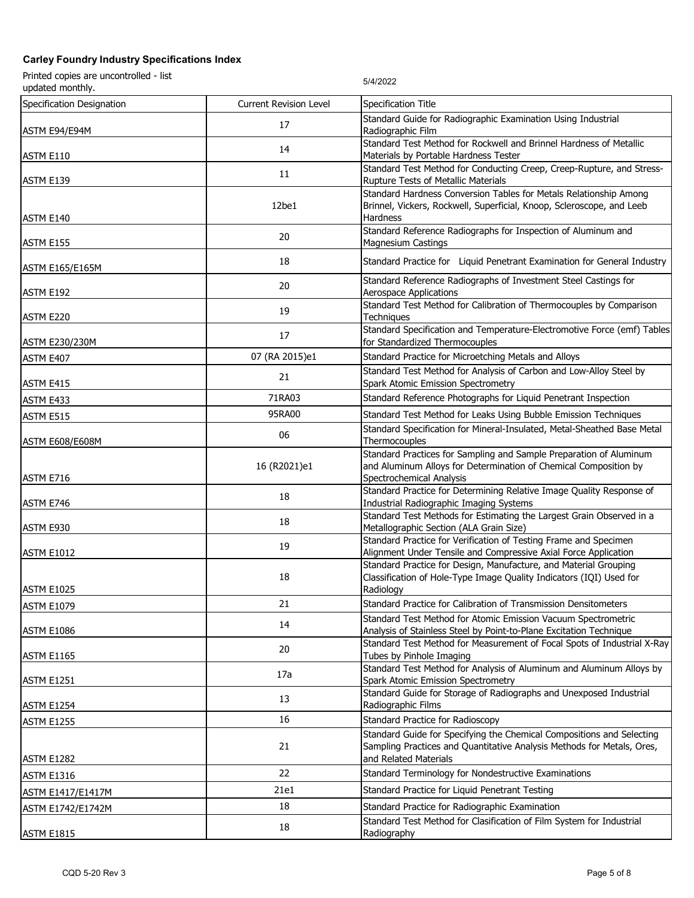**Carley Foundry Industry Specifications Index**

Printed copies are uncontrolled - list updated monthly.

5/4/2022

| Specification Designation | Current Revision Level | Specification Title |
|---|---|---|
| ASTM E94/E94M | 17 | Standard Guide for Radiographic Examination Using Industrial Radiographic Film |
| ASTM E110 | 14 | Standard Test Method for Rockwell and Brinnel Hardness of Metallic Materials by Portable Hardness Tester |
| ASTM E139 | 11 | Standard Test Method for Conducting Creep, Creep-Rupture, and Stress-Rupture Tests of Metallic Materials |
| ASTM E140 | 12be1 | Standard Hardness Conversion Tables for Metals Relationship Among Brinnel, Vickers, Rockwell, Superficial, Knoop, Scleroscope, and Leeb Hardness |
| ASTM E155 | 20 | Standard Reference Radiographs for Inspection of Aluminum and Magnesium Castings |
| ASTM E165/E165M | 18 | Standard Practice for Liquid Penetrant Examination for General Industry |
| ASTM E192 | 20 | Standard Reference Radiographs of Investment Steel Castings for Aerospace Applications |
| ASTM E220 | 19 | Standard Test Method for Calibration of Thermocouples by Comparison Techniques |
| ASTM E230/230M | 17 | Standard Specification and Temperature-Electromotive Force (emf) Tables for Standardized Thermocouples |
| ASTM E407 | 07 (RA 2015)e1 | Standard Practice for Microetching Metals and Alloys |
| ASTM E415 | 21 | Standard Test Method for Analysis of Carbon and Low-Alloy Steel by Spark Atomic Emission Spectrometry |
| ASTM E433 | 71RA03 | Standard Reference Photographs for Liquid Penetrant Inspection |
| ASTM E515 | 95RA00 | Standard Test Method for Leaks Using Bubble Emission Techniques |
| ASTM E608/E608M | 06 | Standard Specification for Mineral-Insulated, Metal-Sheathed Base Metal Thermocouples |
| ASTM E716 | 16 (R2021)e1 | Standard Practices for Sampling and Sample Preparation of Aluminum and Aluminum Alloys for Determination of Chemical Composition by Spectrochemical Analysis |
| ASTM E746 | 18 | Standard Practice for Determining Relative Image Quality Response of Industrial Radiographic Imaging Systems |
| ASTM E930 | 18 | Standard Test Methods for Estimating the Largest Grain Observed in a Metallographic Section (ALA Grain Size) |
| ASTM E1012 | 19 | Standard Practice for Verification of Testing Frame and Specimen Alignment Under Tensile and Compressive Axial Force Application |
| ASTM E1025 | 18 | Standard Practice for Design, Manufacture, and Material Grouping Classification of Hole-Type Image Quality Indicators (IQI) Used for Radiology |
| ASTM E1079 | 21 | Standard Practice for Calibration of Transmission Densitometers |
| ASTM E1086 | 14 | Standard Test Method for Atomic Emission Vacuum Spectrometric Analysis of Stainless Steel by Point-to-Plane Excitation Technique |
| ASTM E1165 | 20 | Standard Test Method for Measurement of Focal Spots of Industrial X-Ray Tubes by Pinhole Imaging |
| ASTM E1251 | 17a | Standard Test Method for Analysis of Aluminum and Aluminum Alloys by Spark Atomic Emission Spectrometry |
| ASTM E1254 | 13 | Standard Guide for Storage of Radiographs and Unexposed Industrial Radiographic Films |
| ASTM E1255 | 16 | Standard Practice for Radioscopy |
| ASTM E1282 | 21 | Standard Guide for Specifying the Chemical Compositions and Selecting Sampling Practices and Quantitative Analysis Methods for Metals, Ores, and Related Materials |
| ASTM E1316 | 22 | Standard Terminology for Nondestructive Examinations |
| ASTM E1417/E1417M | 21e1 | Standard Practice for Liquid Penetrant Testing |
| ASTM E1742/E1742M | 18 | Standard Practice for Radiographic Examination |
| ASTM E1815 | 18 | Standard Test Method for Clasification of Film System for Industrial Radiography |

CQD 5-20 Rev 3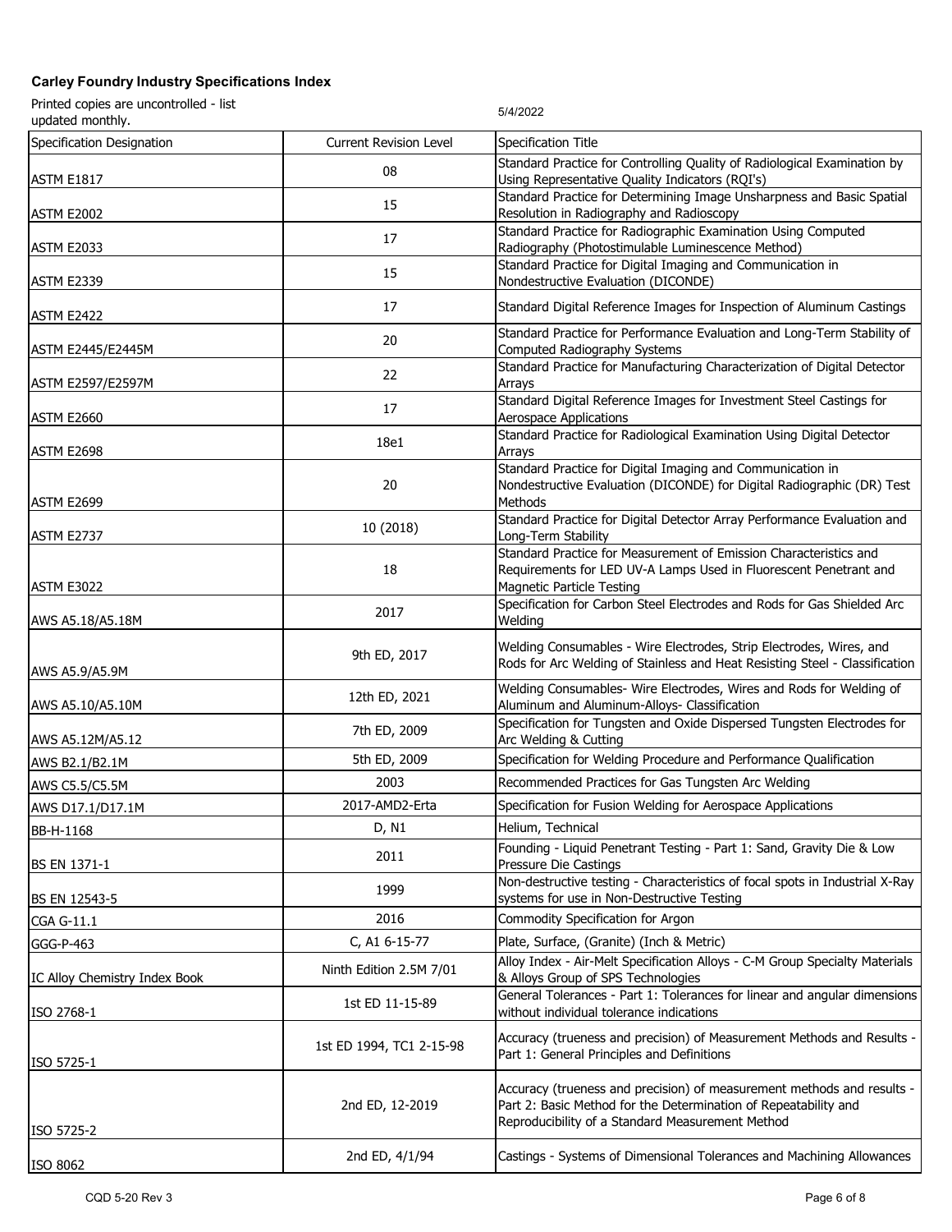**Carley Foundry Industry Specifications Index**

Printed copies are uncontrolled - list updated monthly.

5/4/2022

| Specification Designation | Current Revision Level | Specification Title |
|---|---|---|
| ASTM E1817 | 08 | Standard Practice for Controlling Quality of Radiological Examination by Using Representative Quality Indicators (RQI's) |
| ASTM E2002 | 15 | Standard Practice for Determining Image Unsharpness and Basic Spatial Resolution in Radiography and Radioscopy |
| ASTM E2033 | 17 | Standard Practice for Radiographic Examination Using Computed Radiography (Photostimulable Luminescence Method) |
| ASTM E2339 | 15 | Standard Practice for Digital Imaging and Communication in Nondestructive Evaluation (DICONDE) |
| ASTM E2422 | 17 | Standard Digital Reference Images for Inspection of Aluminum Castings |
| ASTM E2445/E2445M | 20 | Standard Practice for Performance Evaluation and Long-Term Stability of Computed Radiography Systems |
| ASTM E2597/E2597M | 22 | Standard Practice for Manufacturing Characterization of Digital Detector Arrays |
| ASTM E2660 | 17 | Standard Digital Reference Images for Investment Steel Castings for Aerospace Applications |
| ASTM E2698 | 18e1 | Standard Practice for Radiological Examination Using Digital Detector Arrays |
| ASTM E2699 | 20 | Standard Practice for Digital Imaging and Communication in Nondestructive Evaluation (DICONDE) for Digital Radiographic (DR) Test Methods |
| ASTM E2737 | 10 (2018) | Standard Practice for Digital Detector Array Performance Evaluation and Long-Term Stability |
| ASTM E3022 | 18 | Standard Practice for Measurement of Emission Characteristics and Requirements for LED UV-A Lamps Used in Fluorescent Penetrant and Magnetic Particle Testing |
| AWS A5.18/A5.18M | 2017 | Specification for Carbon Steel Electrodes and Rods for Gas Shielded Arc Welding |
| AWS A5.9/A5.9M | 9th ED, 2017 | Welding Consumables - Wire Electrodes, Strip Electrodes, Wires, and Rods for Arc Welding of Stainless and Heat Resisting Steel - Classification |
| AWS A5.10/A5.10M | 12th ED, 2021 | Welding Consumables- Wire Electrodes, Wires and Rods for Welding of Aluminum and Aluminum-Alloys- Classification |
| AWS A5.12M/A5.12 | 7th ED, 2009 | Specification for Tungsten and Oxide Dispersed Tungsten Electrodes for Arc Welding & Cutting |
| AWS B2.1/B2.1M | 5th ED, 2009 | Specification for Welding Procedure and Performance Qualification |
| AWS C5.5/C5.5M | 2003 | Recommended Practices for Gas Tungsten Arc Welding |
| AWS D17.1/D17.1M | 2017-AMD2-Erta | Specification for Fusion Welding for Aerospace Applications |
| BB-H-1168 | D, N1 | Helium, Technical |
| BS EN 1371-1 | 2011 | Founding - Liquid Penetrant Testing - Part 1: Sand, Gravity Die & Low Pressure Die Castings |
| BS EN 12543-5 | 1999 | Non-destructive testing - Characteristics of focal spots in Industrial X-Ray systems for use in Non-Destructive Testing |
| CGA G-11.1 | 2016 | Commodity Specification for Argon |
| GGG-P-463 | C, A1 6-15-77 | Plate, Surface, (Granite) (Inch & Metric) |
| IC Alloy Chemistry Index Book | Ninth Edition 2.5M 7/01 | Alloy Index - Air-Melt Specification Alloys - C-M Group Specialty Materials & Alloys Group of SPS Technologies |
| ISO 2768-1 | 1st ED 11-15-89 | General Tolerances - Part 1: Tolerances for linear and angular dimensions without individual tolerance indications |
| ISO 5725-1 | 1st ED 1994, TC1 2-15-98 | Accuracy (trueness and precision) of Measurement Methods and Results - Part 1: General Principles and Definitions |
| ISO 5725-2 | 2nd ED, 12-2019 | Accuracy (trueness and precision) of measurement methods and results - Part 2: Basic Method for the Determination of Repeatability and Reproducibility of a Standard Measurement Method |
| ISO 8062 | 2nd ED, 4/1/94 | Castings - Systems of Dimensional Tolerances and Machining Allowances |

CQD 5-20 Rev 3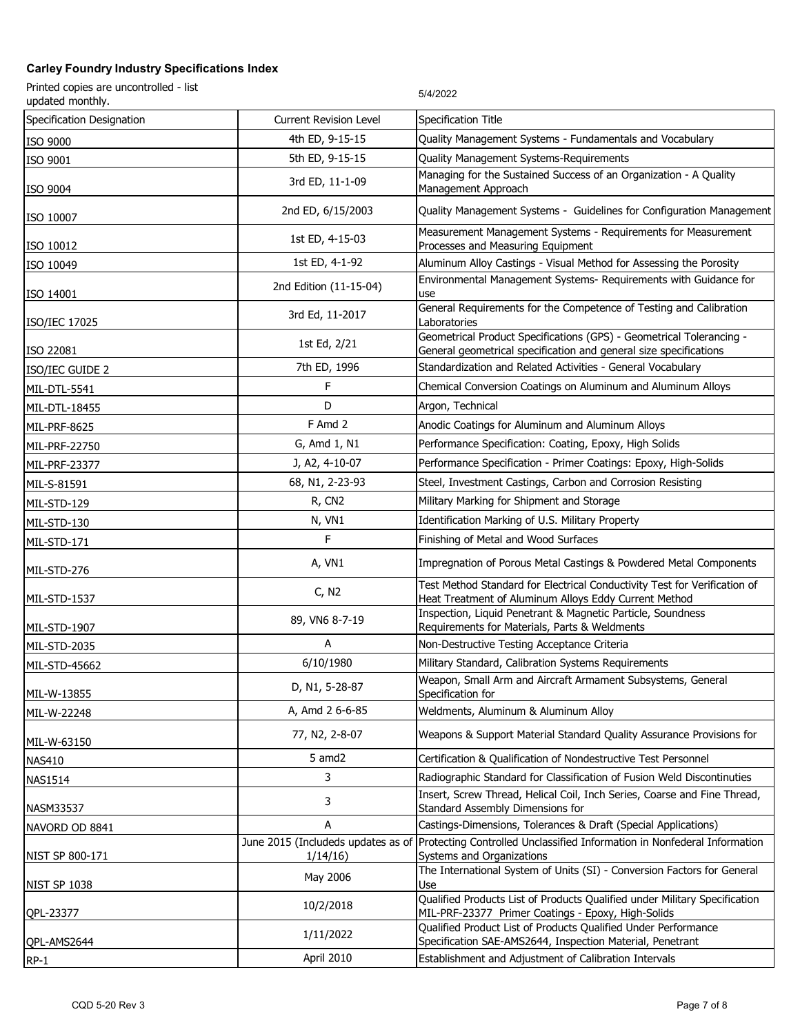**Carley Foundry Industry Specifications Index**

Printed copies are uncontrolled - list updated monthly.

5/4/2022

| Specification Designation | Current Revision Level | Specification Title |
|---|---|---|
| ISO 9000 | 4th ED, 9-15-15 | Quality Management Systems - Fundamentals and Vocabulary |
| ISO 9001 | 5th ED, 9-15-15 | Quality Management Systems-Requirements |
| ISO 9004 | 3rd ED, 11-1-09 | Managing for the Sustained Success of an Organization - A Quality Management Approach |
| ISO 10007 | 2nd ED, 6/15/2003 | Quality Management Systems - Guidelines for Configuration Management |
| ISO 10012 | 1st ED, 4-15-03 | Measurement Management Systems - Requirements for Measurement Processes and Measuring Equipment |
| ISO 10049 | 1st ED, 4-1-92 | Aluminum Alloy Castings - Visual Method for Assessing the Porosity |
| ISO 14001 | 2nd Edition (11-15-04) | Environmental Management Systems- Requirements with Guidance for use |
| ISO/IEC 17025 | 3rd Ed, 11-2017 | General Requirements for the Competence of Testing and Calibration Laboratories |
| ISO 22081 | 1st Ed, 2/21 | Geometrical Product Specifications (GPS) - Geometrical Tolerancing - General geometrical specification and general size specifications |
| ISO/IEC GUIDE 2 | 7th ED, 1996 | Standardization and Related Activities - General Vocabulary |
| MIL-DTL-5541 | F | Chemical Conversion Coatings on Aluminum and Aluminum Alloys |
| MIL-DTL-18455 | D | Argon, Technical |
| MIL-PRF-8625 | F Amd 2 | Anodic Coatings for Aluminum and Aluminum Alloys |
| MIL-PRF-22750 | G, Amd 1, N1 | Performance Specification: Coating, Epoxy, High Solids |
| MIL-PRF-23377 | J, A2, 4-10-07 | Performance Specification - Primer Coatings: Epoxy, High-Solids |
| MIL-S-81591 | 68, N1, 2-23-93 | Steel, Investment Castings, Carbon and Corrosion Resisting |
| MIL-STD-129 | R, CN2 | Military Marking for Shipment and Storage |
| MIL-STD-130 | N, VN1 | Identification Marking of U.S. Military Property |
| MIL-STD-171 | F | Finishing of Metal and Wood Surfaces |
| MIL-STD-276 | A, VN1 | Impregnation of Porous Metal Castings & Powdered Metal Components |
| MIL-STD-1537 | C, N2 | Test Method Standard for Electrical Conductivity Test for Verification of Heat Treatment of Aluminum Alloys Eddy Current Method |
| MIL-STD-1907 | 89, VN6 8-7-19 | Inspection, Liquid Penetrant & Magnetic Particle, Soundness Requirements for Materials, Parts & Weldments |
| MIL-STD-2035 | A | Non-Destructive Testing Acceptance Criteria |
| MIL-STD-45662 | 6/10/1980 | Military Standard, Calibration Systems Requirements |
| MIL-W-13855 | D, N1, 5-28-87 | Weapon, Small Arm and Aircraft Armament Subsystems, General Specification for |
| MIL-W-22248 | A, Amd 2 6-6-85 | Weldments, Aluminum & Aluminum Alloy |
| MIL-W-63150 | 77, N2, 2-8-07 | Weapons & Support Material Standard Quality Assurance Provisions for |
| NAS410 | 5 amd2 | Certification & Qualification of Nondestructive Test Personnel |
| NAS1514 | 3 | Radiographic Standard for Classification of Fusion Weld Discontinuities |
| NASM33537 | 3 | Insert, Screw Thread, Helical Coil, Inch Series, Coarse and Fine Thread, Standard Assembly Dimensions for |
| NAVORD OD 8841 | A | Castings-Dimensions, Tolerances & Draft (Special Applications) |
| NIST SP 800-171 | June 2015 (Includeds updates as of 1/14/16) | Protecting Controlled Unclassified Information in Nonfederal Information Systems and Organizations |
| NIST SP 1038 | May 2006 | The International System of Units (SI) - Conversion Factors for General Use |
| QPL-23377 | 10/2/2018 | Qualified Products List of Products Qualified under Military Specification MIL-PRF-23377 Primer Coatings - Epoxy, High-Solids |
| QPL-AMS2644 | 1/11/2022 | Qualified Product List of Products Qualified Under Performance Specification SAE-AMS2644, Inspection Material, Penetrant |
| RP-1 | April 2010 | Establishment and Adjustment of Calibration Intervals |

CQD 5-20 Rev 3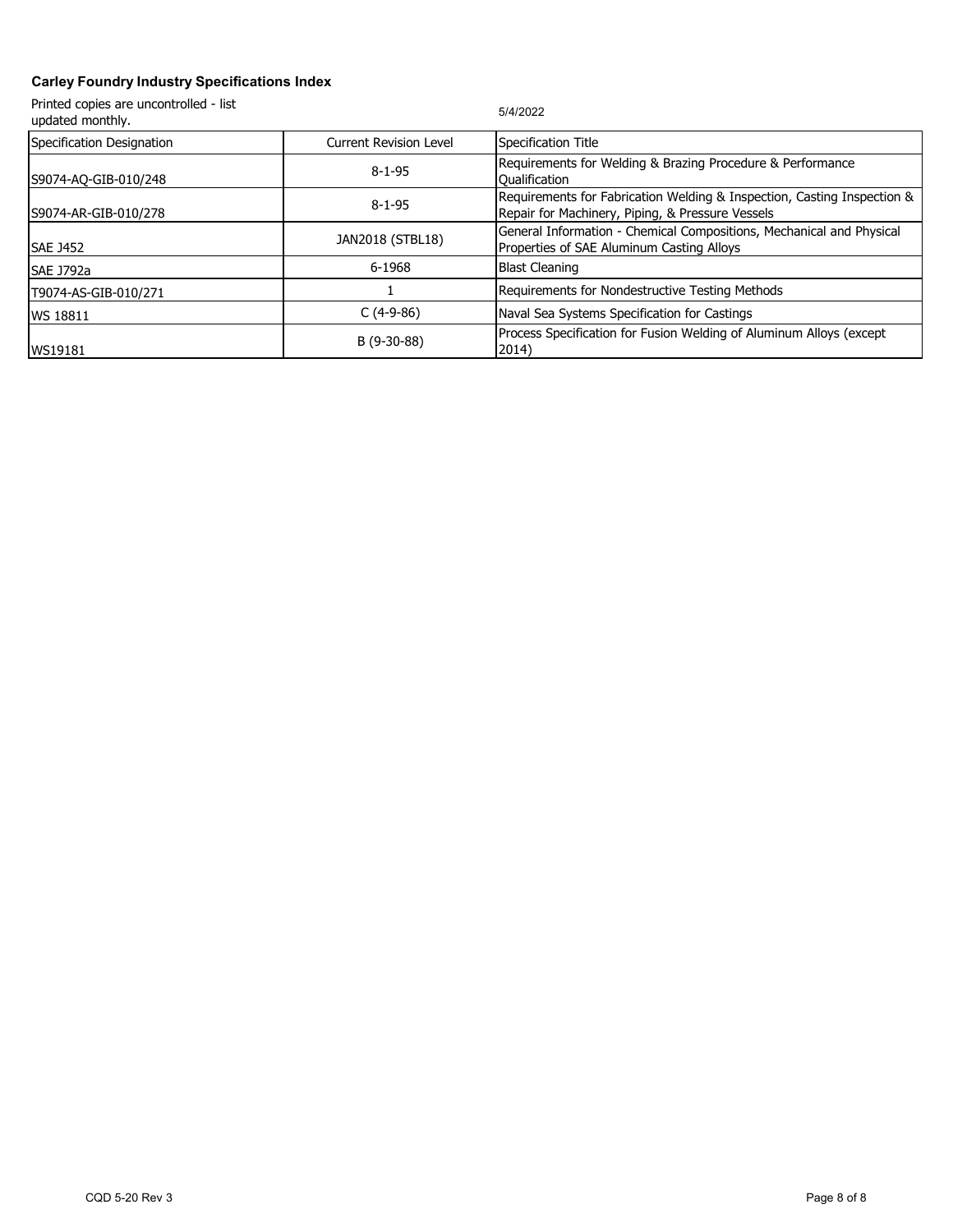**Carley Foundry Industry Specifications Index**

Printed copies are uncontrolled - list updated monthly.

5/4/2022

| Specification Designation | Current Revision Level | Specification Title |
|---|---|---|
| S9074-AQ-GIB-010/248 | 8-1-95 | Requirements for Welding & Brazing Procedure & Performance Qualification |
| S9074-AR-GIB-010/278 | 8-1-95 | Requirements for Fabrication Welding & Inspection, Casting Inspection & Repair for Machinery, Piping, & Pressure Vessels |
| SAE J452 | JAN2018 (STBL18) | General Information - Chemical Compositions, Mechanical and Physical Properties of SAE Aluminum Casting Alloys |
| SAE J792a | 6-1968 | Blast Cleaning |
| T9074-AS-GIB-010/271 | 1 | Requirements for Nondestructive Testing Methods |
| WS 18811 | C (4-9-86) | Naval Sea Systems Specification for Castings |
| WS19181 | B (9-30-88) | Process Specification for Fusion Welding of Aluminum Alloys (except 2014) |

CQD 5-20 Rev 3